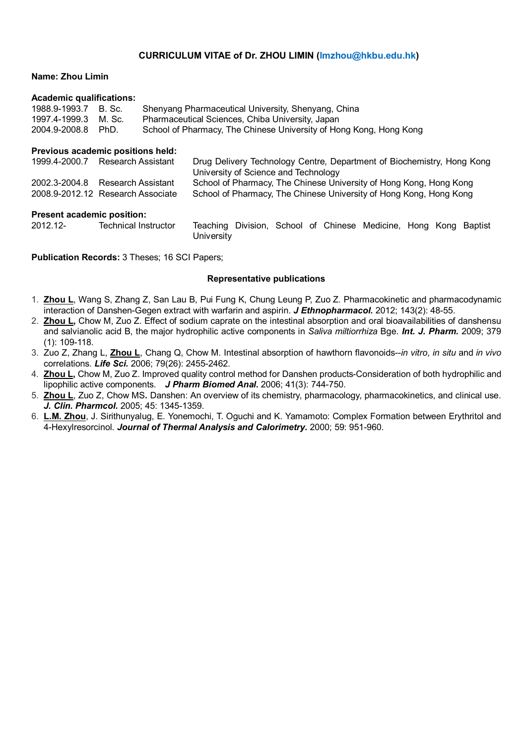### CURRICULUM VITAE of Dr. ZHOU LIMIN (lmzhou@hkbu.edu.hk)

**Name: Zhou Limin**

**Academic qualifications:**

| | | |
|---|---|---|
| 1988.9-1993.7 | B. Sc. | Shenyang Pharmaceutical University, Shenyang, China |
| 1997.4-1999.3 | M. Sc. | Pharmaceutical Sciences, Chiba University, Japan |
| 2004.9-2008.8 | PhD. | School of Pharmacy, The Chinese University of Hong Kong, Hong Kong |

**Previous academic positions held:**

| | | |
|---|---|---|
| 1999.4-2000.7 | Research Assistant | Drug Delivery Technology Centre, Department of Biochemistry, Hong Kong University of Science and Technology |
| 2002.3-2004.8 | Research Assistant | School of Pharmacy, The Chinese University of Hong Kong, Hong Kong |
| 2008.9-2012.12 | Research Associate | School of Pharmacy, The Chinese University of Hong Kong, Hong Kong |

**Present academic position:**

| | | |
|---|---|---|
| 2012.12- | Technical Instructor | Teaching Division, School of Chinese Medicine, Hong Kong Baptist University |

**Publication Records:** 3 Theses; 16 SCI Papers;

**Representative publications**

1. **Zhou L**, Wang S, Zhang Z, San Lau B, Pui Fung K, Chung Leung P, Zuo Z. Pharmacokinetic and pharmacodynamic interaction of Danshen-Gegen extract with warfarin and aspirin. ***J Ethnopharmacol.*** 2012; 143(2): 48-55.
2. **Zhou L,** Chow M, Zuo Z. Effect of sodium caprate on the intestinal absorption and oral bioavailabilities of danshensu and salvianolic acid B, the major hydrophilic active components in *Saliva miltiorrhiza* Bge. ***Int. J. Pharm.*** 2009; 379 (1): 109-118.
3. Zuo Z, Zhang L, **Zhou L**, Chang Q, Chow M. Intestinal absorption of hawthorn flavonoids--*in vitro*, *in situ* and *in vivo* correlations. ***Life Sci.*** 2006; 79(26): 2455-2462.
4. **Zhou L,** Chow M, Zuo Z. Improved quality control method for Danshen products-Consideration of both hydrophilic and lipophilic active components. ***J Pharm Biomed Anal.*** 2006; 41(3): 744-750.
5. **Zhou L**, Zuo Z, Chow MS**.** Danshen: An overview of its chemistry, pharmacology, pharmacokinetics, and clinical use. ***J. Clin. Pharmcol.*** 2005; 45: 1345-1359.
6. **L.M. Zhou**, J. Sirithunyalug, E. Yonemochi, T. Oguchi and K. Yamamoto: Complex Formation between Erythritol and 4-Hexylresorcinol. ***Journal of Thermal Analysis and Calorimetry.*** 2000; 59: 951-960.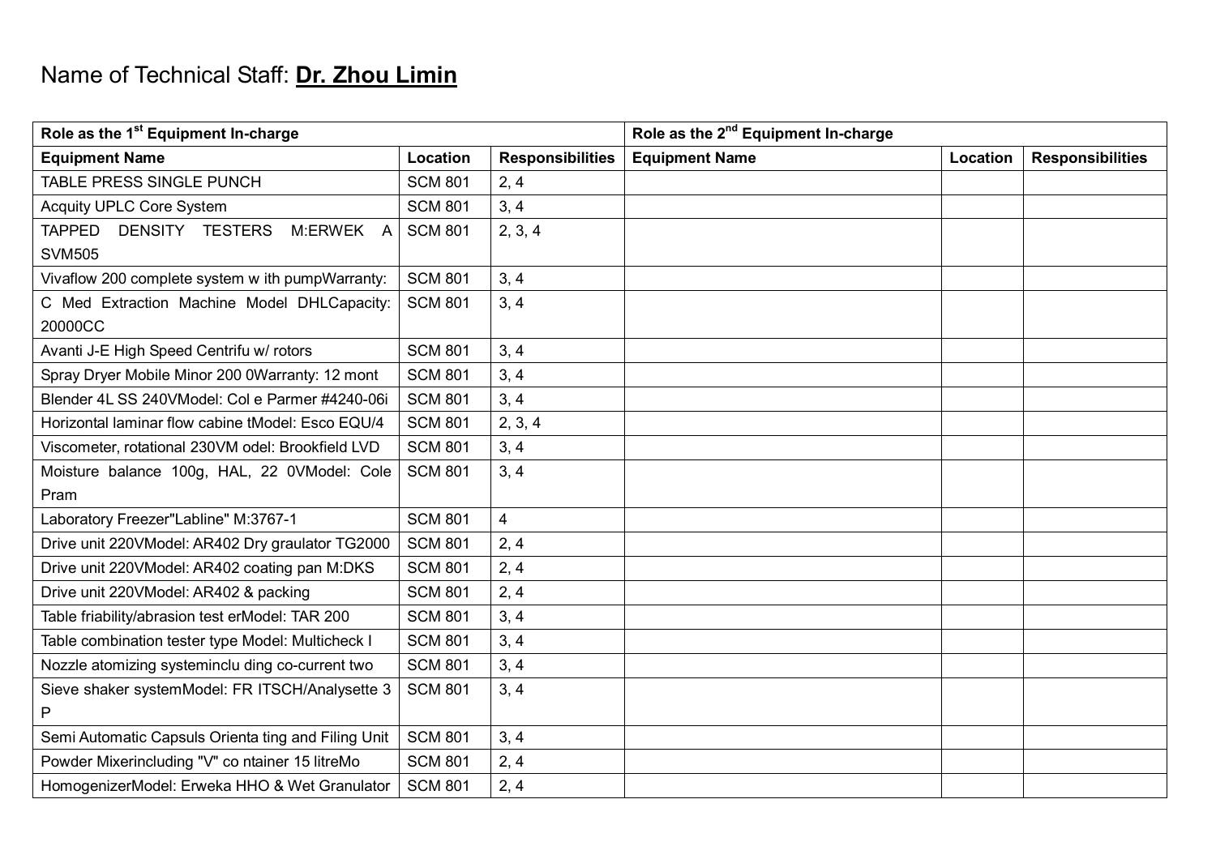Name of Technical Staff: **Dr. Zhou Limin**

| Role as the 1st Equipment In-charge | | | Role as the 2nd Equipment In-charge | | |
|---|---|---|---|---|---|
| **Equipment Name** | **Location** | **Responsibilities** | **Equipment Name** | **Location** | **Responsibilities** |
| TABLE PRESS SINGLE PUNCH | SCM 801 | 2, 4 | | | |
| Acquity UPLC Core System | SCM 801 | 3, 4 | | | |
| TAPPED DENSITY TESTERS M:ERWEK A SVM505 | SCM 801 | 2, 3, 4 | | | |
| Vivaflow 200 complete system w ith pumpWarranty: | SCM 801 | 3, 4 | | | |
| C Med Extraction Machine Model DHLCapacity: 20000CC | SCM 801 | 3, 4 | | | |
| Avanti J-E High Speed Centrifu w/ rotors | SCM 801 | 3, 4 | | | |
| Spray Dryer Mobile Minor 200 0Warranty: 12 mont | SCM 801 | 3, 4 | | | |
| Blender 4L SS 240VModel: Col e Parmer #4240-06i | SCM 801 | 3, 4 | | | |
| Horizontal laminar flow cabine tModel: Esco EQU/4 | SCM 801 | 2, 3, 4 | | | |
| Viscometer, rotational 230VM odel: Brookfield LVD | SCM 801 | 3, 4 | | | |
| Moisture balance 100g, HAL, 22 0VModel: Cole Pram | SCM 801 | 3, 4 | | | |
| Laboratory Freezer"Labline" M:3767-1 | SCM 801 | 4 | | | |
| Drive unit 220VModel: AR402 Dry graulator TG2000 | SCM 801 | 2, 4 | | | |
| Drive unit 220VModel: AR402 coating pan M:DKS | SCM 801 | 2, 4 | | | |
| Drive unit 220VModel: AR402 & packing | SCM 801 | 2, 4 | | | |
| Table friability/abrasion test erModel: TAR 200 | SCM 801 | 3, 4 | | | |
| Table combination tester type Model: Multicheck I | SCM 801 | 3, 4 | | | |
| Nozzle atomizing systeminclu ding co-current two | SCM 801 | 3, 4 | | | |
| Sieve shaker systemModel: FR ITSCH/Analysette 3 P | SCM 801 | 3, 4 | | | |
| Semi Automatic Capsuls Orienta ting and Filing Unit | SCM 801 | 3, 4 | | | |
| Powder Mixerincluding "V" co ntainer 15 litreMo | SCM 801 | 2, 4 | | | |
| HomogenizerModel: Erweka HHO & Wet Granulator | SCM 801 | 2, 4 | | | |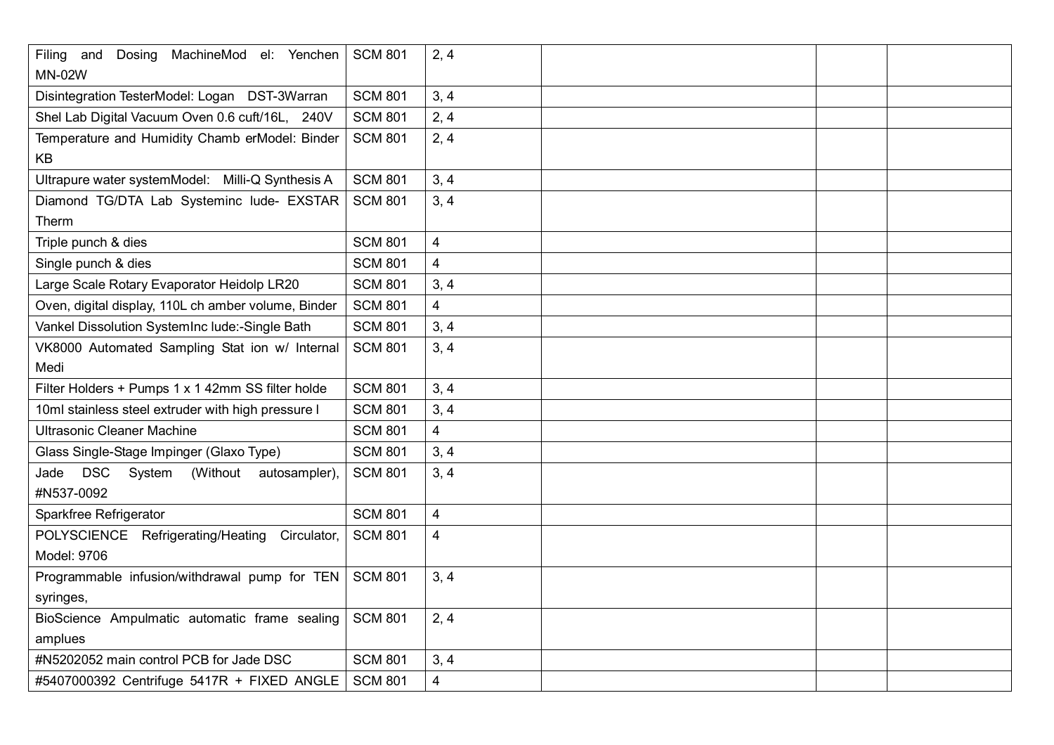| | | | | | |
|---|---|---|---|---|---|
| Filing and Dosing MachineMod el: Yenchen MN-02W | SCM 801 | 2, 4 | | | |
| Disintegration TesterModel: Logan DST-3Warran | SCM 801 | 3, 4 | | | |
| Shel Lab Digital Vacuum Oven 0.6 cuft/16L, 240V | SCM 801 | 2, 4 | | | |
| Temperature and Humidity Chamb erModel: Binder KB | SCM 801 | 2, 4 | | | |
| Ultrapure water systemModel: Milli-Q Synthesis A | SCM 801 | 3, 4 | | | |
| Diamond TG/DTA Lab Systeminc lude- EXSTAR Therm | SCM 801 | 3, 4 | | | |
| Triple punch & dies | SCM 801 | 4 | | | |
| Single punch & dies | SCM 801 | 4 | | | |
| Large Scale Rotary Evaporator Heidolp LR20 | SCM 801 | 3, 4 | | | |
| Oven, digital display, 110L ch amber volume, Binder | SCM 801 | 4 | | | |
| Vankel Dissolution SystemInc lude:-Single Bath | SCM 801 | 3, 4 | | | |
| VK8000 Automated Sampling Stat ion w/ Internal Medi | SCM 801 | 3, 4 | | | |
| Filter Holders + Pumps 1 x 1 42mm SS filter holde | SCM 801 | 3, 4 | | | |
| 10ml stainless steel extruder with high pressure l | SCM 801 | 3, 4 | | | |
| Ultrasonic Cleaner Machine | SCM 801 | 4 | | | |
| Glass Single-Stage Impinger (Glaxo Type) | SCM 801 | 3, 4 | | | |
| Jade DSC System (Without autosampler), #N537-0092 | SCM 801 | 3, 4 | | | |
| Sparkfree Refrigerator | SCM 801 | 4 | | | |
| POLYSCIENCE Refrigerating/Heating Circulator, Model: 9706 | SCM 801 | 4 | | | |
| Programmable infusion/withdrawal pump for TEN syringes, | SCM 801 | 3, 4 | | | |
| BioScience Ampulmatic automatic frame sealing amplues | SCM 801 | 2, 4 | | | |
| #N5202052 main control PCB for Jade DSC | SCM 801 | 3, 4 | | | |
| #5407000392 Centrifuge 5417R + FIXED ANGLE | SCM 801 | 4 | | | |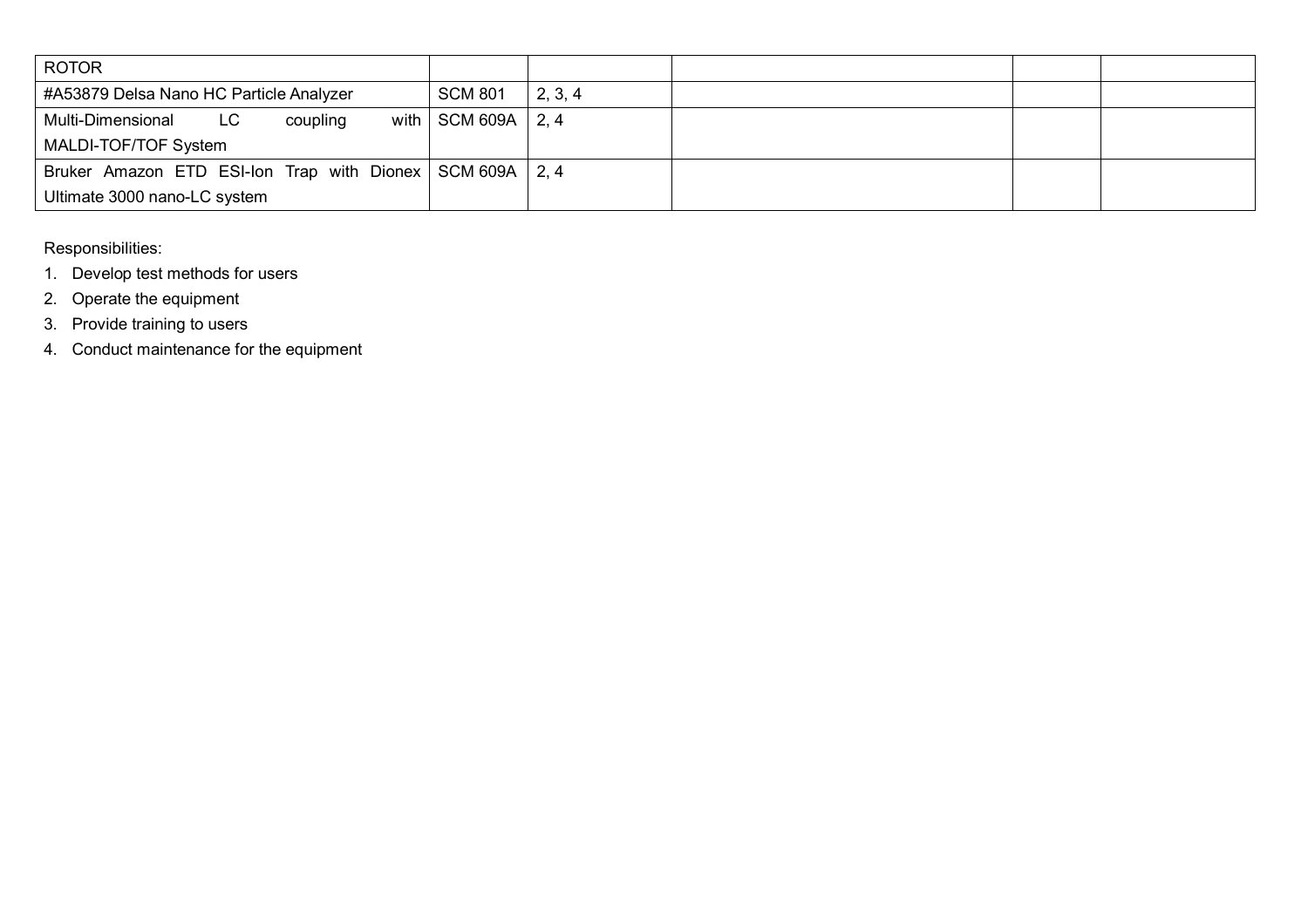| | | | | | |
|---|---|---|---|---|---|
| ROTOR | | | | | |
| #A53879 Delsa Nano HC Particle Analyzer | SCM 801 | 2, 3, 4 | | | |
| Multi-Dimensional LC coupling with MALDI-TOF/TOF System | SCM 609A | 2, 4 | | | |
| Bruker Amazon ETD ESI-Ion Trap with Dionex Ultimate 3000 nano-LC system | SCM 609A | 2, 4 | | | |

Responsibilities:

1. Develop test methods for users
2. Operate the equipment
3. Provide training to users
4. Conduct maintenance for the equipment